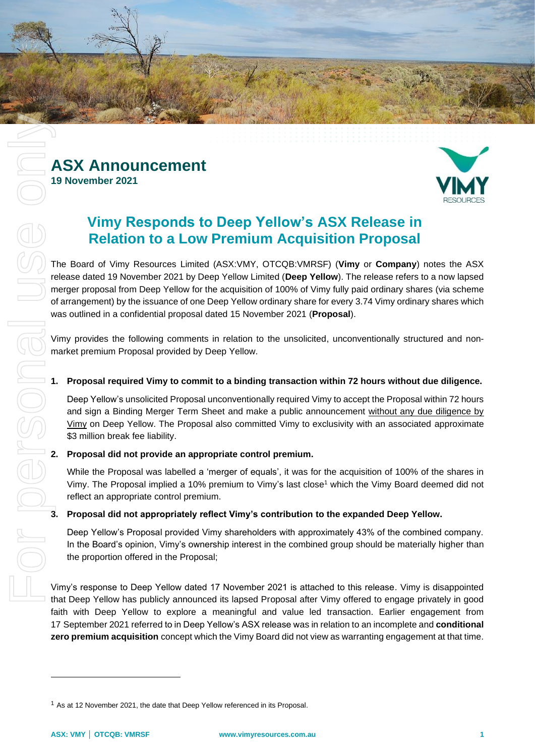# ASX Announcement

**19 November 2021**

## Vimy Responds to Deep Yellow's ASX Release in Relation to a Low Premium Acquisition Proposal

The Board of Vimy Resources Limited (ASX:VMY, OTCQB:VMRSF) (**Vimy** or **Company**) notes the ASX release dated 19 November 2021 by Deep Yellow Limited (**Deep Yellow**). The release refers to a now lapsed merger proposal from Deep Yellow for the acquisition of 100% of Vimy fully paid ordinary shares (via scheme of arrangement) by the issuance of one Deep Yellow ordinary share for every 3.74 Vimy ordinary shares which was outlined in a confidential proposal dated 15 November 2021 (**Proposal**).

Vimy provides the following comments in relation to the unsolicited, unconventionally structured and non-market premium Proposal provided by Deep Yellow.

1. **Proposal required Vimy to commit to a binding transaction within 72 hours without due diligence.**

   Deep Yellow's unsolicited Proposal unconventionally required Vimy to accept the Proposal within 72 hours and sign a Binding Merger Term Sheet and make a public announcement without any due diligence by Vimy on Deep Yellow. The Proposal also committed Vimy to exclusivity with an associated approximate $3 million break fee liability.

2. **Proposal did not provide an appropriate control premium.**

   While the Proposal was labelled a 'merger of equals', it was for the acquisition of 100% of the shares in Vimy. The Proposal implied a 10% premium to Vimy's last close[1] which the Vimy Board deemed did not reflect an appropriate control premium.

3. **Proposal did not appropriately reflect Vimy's contribution to the expanded Deep Yellow.**

   Deep Yellow's Proposal provided Vimy shareholders with approximately 43% of the combined company. In the Board's opinion, Vimy's ownership interest in the combined group should be materially higher than the proportion offered in the Proposal;

Vimy's response to Deep Yellow dated 17 November 2021 is attached to this release. Vimy is disappointed that Deep Yellow has publicly announced its lapsed Proposal after Vimy offered to engage privately in good faith with Deep Yellow to explore a meaningful and value led transaction. Earlier engagement from 17 September 2021 referred to in Deep Yellow's ASX release was in relation to an incomplete and **conditional zero premium acquisition** concept which the Vimy Board did not view as warranting engagement at that time.

---

[1] As at 12 November 2021, the date that Deep Yellow referenced in its Proposal.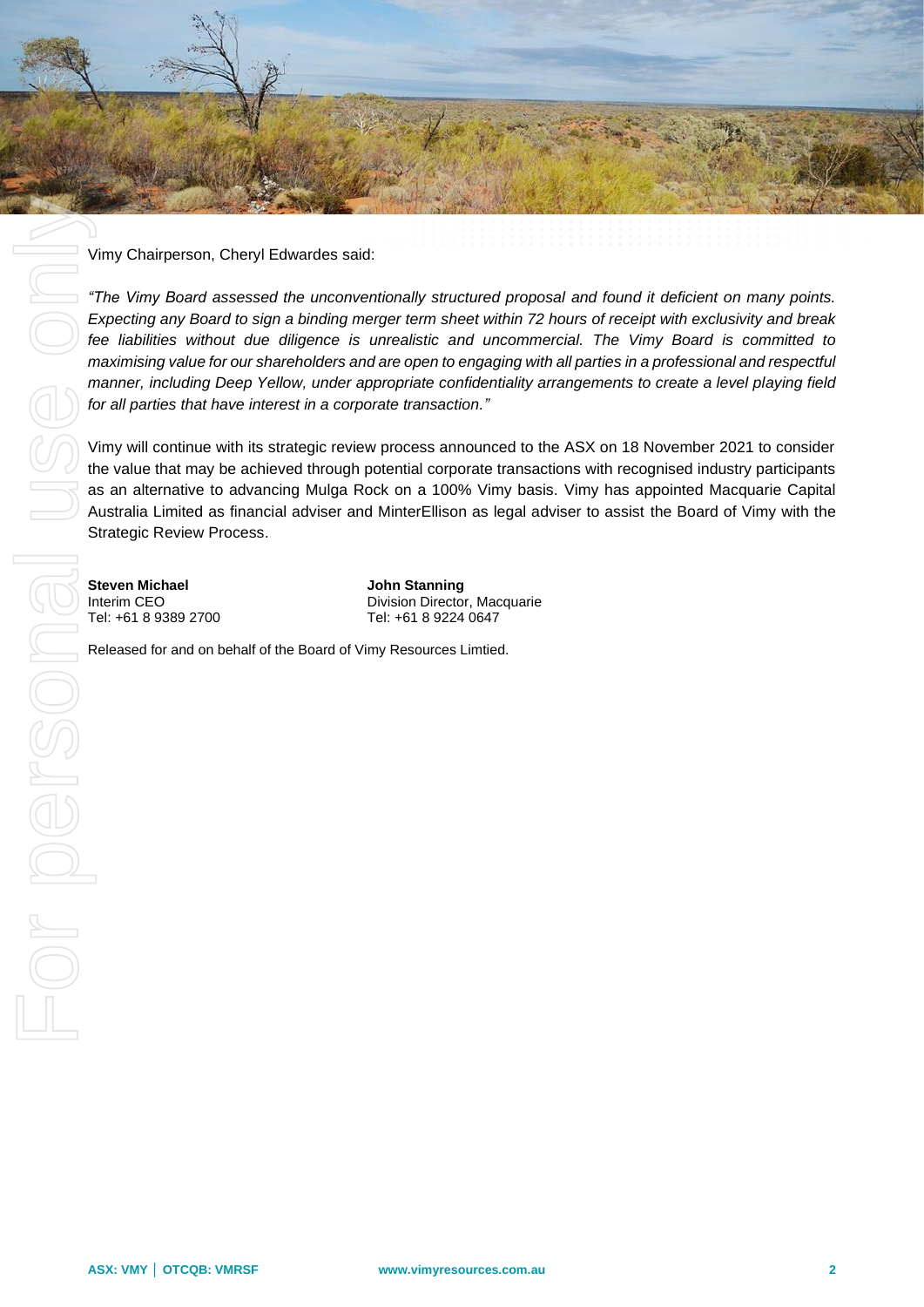Vimy Chairperson, Cheryl Edwardes said:

*"The Vimy Board assessed the unconventionally structured proposal and found it deficient on many points. Expecting any Board to sign a binding merger term sheet within 72 hours of receipt with exclusivity and break fee liabilities without due diligence is unrealistic and uncommercial. The Vimy Board is committed to maximising value for our shareholders and are open to engaging with all parties in a professional and respectful manner, including Deep Yellow, under appropriate confidentiality arrangements to create a level playing field for all parties that have interest in a corporate transaction."*

Vimy will continue with its strategic review process announced to the ASX on 18 November 2021 to consider the value that may be achieved through potential corporate transactions with recognised industry participants as an alternative to advancing Mulga Rock on a 100% Vimy basis. Vimy has appointed Macquarie Capital Australia Limited as financial adviser and MinterEllison as legal adviser to assist the Board of Vimy with the Strategic Review Process.

**Steven Michael**
Interim CEO
Tel: +61 8 9389 2700

**John Stanning**
Division Director, Macquarie
Tel: +61 8 9224 0647

Released for and on behalf of the Board of Vimy Resources Limtied.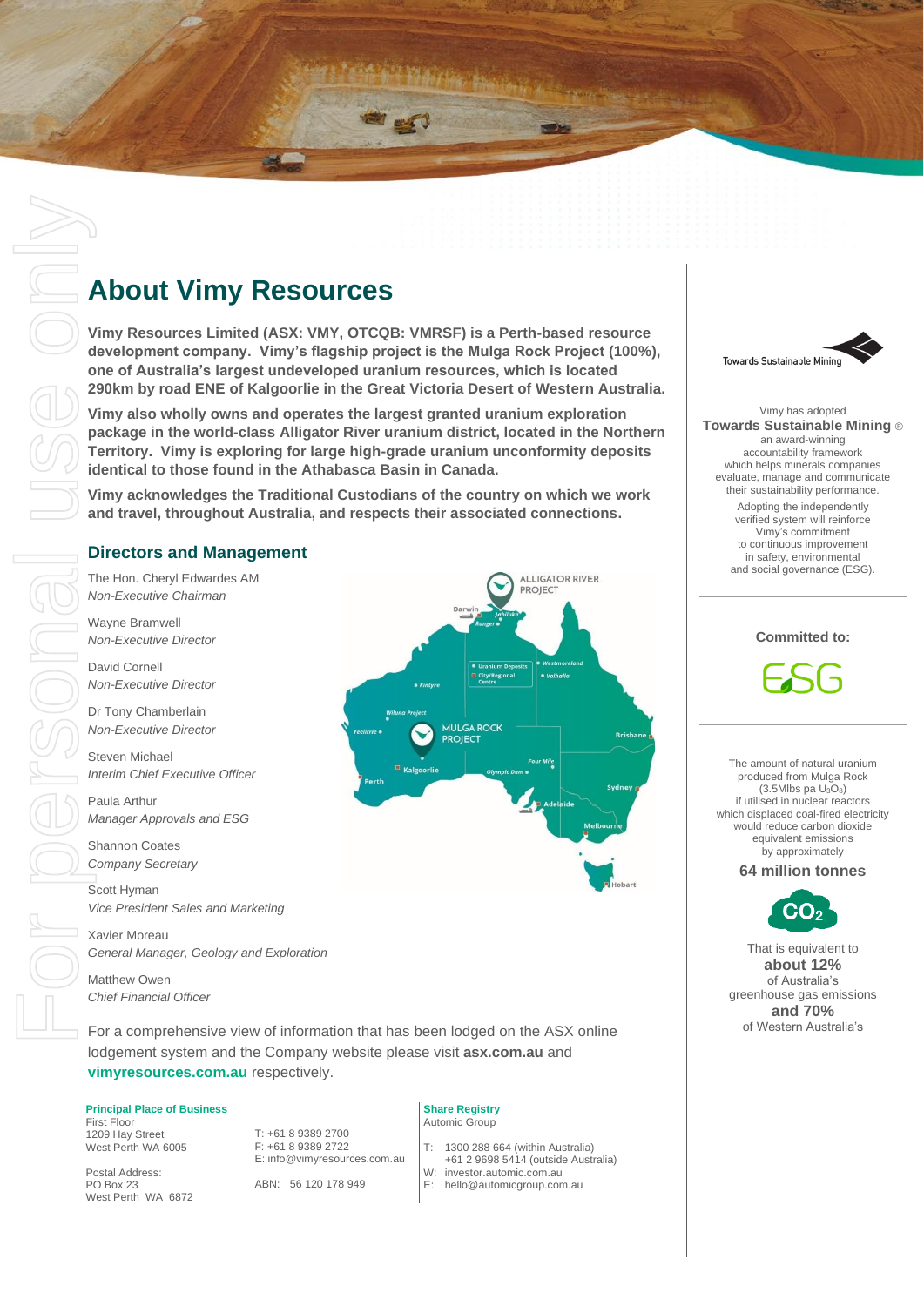# About Vimy Resources

**Vimy Resources Limited (ASX: VMY, OTCQB: VMRSF) is a Perth-based resource development company. Vimy's flagship project is the Mulga Rock Project (100%), one of Australia's largest undeveloped uranium resources, which is located 290km by road ENE of Kalgoorlie in the Great Victoria Desert of Western Australia.**

**Vimy also wholly owns and operates the largest granted uranium exploration package in the world-class Alligator River uranium district, located in the Northern Territory. Vimy is exploring for large high-grade uranium unconformity deposits identical to those found in the Athabasca Basin in Canada.**

**Vimy acknowledges the Traditional Custodians of the country on which we work and travel, throughout Australia, and respects their associated connections.**

## Directors and Management

The Hon. Cheryl Edwardes AM
*Non-Executive Chairman*

Wayne Bramwell
*Non-Executive Director*

David Cornell
*Non-Executive Director*

Dr Tony Chamberlain
*Non-Executive Director*

Steven Michael
*Interim Chief Executive Officer*

Paula Arthur
*Manager Approvals and ESG*

Shannon Coates
*Company Secretary*

Scott Hyman
*Vice President Sales and Marketing*

Xavier Moreau
*General Manager, Geology and Exploration*

Matthew Owen
*Chief Financial Officer*

For a comprehensive view of information that has been lodged on the ASX online lodgement system and the Company website please visit **asx.com.au** and **vimyresources.com.au** respectively.

**Principal Place of Business**
First Floor
1209 Hay Street
West Perth WA 6005

T: +61 8 9389 2700
F: +61 8 9389 2722
E: info@vimyresources.com.au

Postal Address:
PO Box 23
West Perth WA 6872

ABN: 56 120 178 949

**Share Registry**
Automic Group

T: 1300 288 664 (within Australia)
+61 2 9698 5414 (outside Australia)
W: investor.automic.com.au
E: hello@automicgroup.com.au

Towards Sustainable Mining

Vimy has adopted **Towards Sustainable Mining ®** an award-winning accountability framework which helps minerals companies evaluate, manage and communicate their sustainability performance.

Adopting the independently verified system will reinforce Vimy's commitment to continuous improvement in safety, environmental and social governance (ESG).

**Committed to:**

ESG

The amount of natural uranium produced from Mulga Rock (3.5Mlbs pa $U_3O_8$) if utilised in nuclear reactors which displaced coal-fired electricity would reduce carbon dioxide equivalent emissions by approximately

**64 million tonnes**

$CO_2$

That is equivalent to **about 12%** of Australia's greenhouse gas emissions **and 70%** of Western Australia's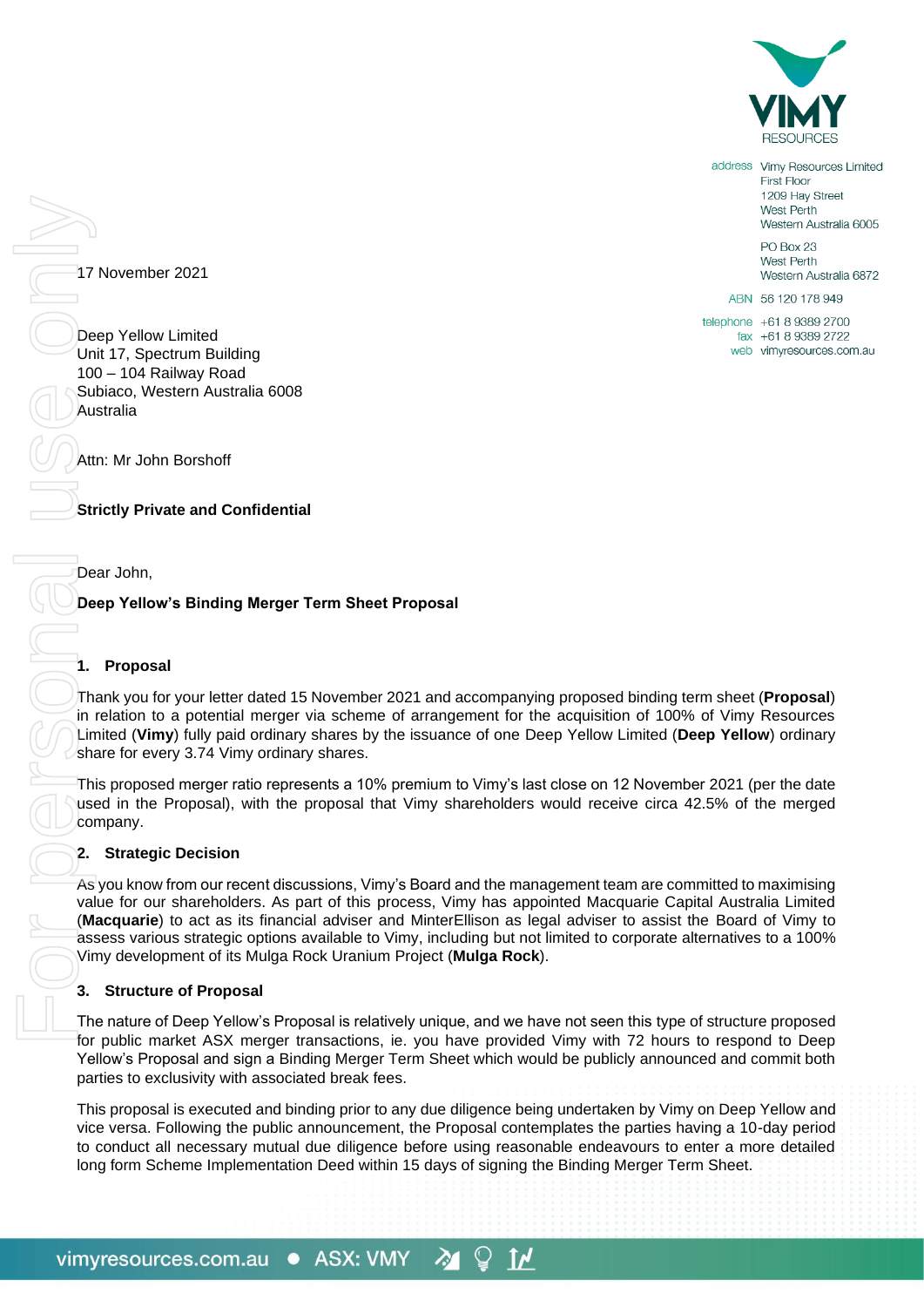17 November 2021

Deep Yellow Limited
Unit 17, Spectrum Building
100 – 104 Railway Road
Subiaco, Western Australia 6008
Australia

Attn: Mr John Borshoff

**Strictly Private and Confidential**

Dear John,

**Deep Yellow's Binding Merger Term Sheet Proposal**

## 1. Proposal

Thank you for your letter dated 15 November 2021 and accompanying proposed binding term sheet (**Proposal**) in relation to a potential merger via scheme of arrangement for the acquisition of 100% of Vimy Resources Limited (**Vimy**) fully paid ordinary shares by the issuance of one Deep Yellow Limited (**Deep Yellow**) ordinary share for every 3.74 Vimy ordinary shares.

This proposed merger ratio represents a 10% premium to Vimy's last close on 12 November 2021 (per the date used in the Proposal), with the proposal that Vimy shareholders would receive circa 42.5% of the merged company.

## 2. Strategic Decision

As you know from our recent discussions, Vimy's Board and the management team are committed to maximising value for our shareholders. As part of this process, Vimy has appointed Macquarie Capital Australia Limited (**Macquarie**) to act as its financial adviser and MinterEllison as legal adviser to assist the Board of Vimy to assess various strategic options available to Vimy, including but not limited to corporate alternatives to a 100% Vimy development of its Mulga Rock Uranium Project (**Mulga Rock**).

## 3. Structure of Proposal

The nature of Deep Yellow's Proposal is relatively unique, and we have not seen this type of structure proposed for public market ASX merger transactions, ie. you have provided Vimy with 72 hours to respond to Deep Yellow's Proposal and sign a Binding Merger Term Sheet which would be publicly announced and commit both parties to exclusivity with associated break fees.

This proposal is executed and binding prior to any due diligence being undertaken by Vimy on Deep Yellow and vice versa. Following the public announcement, the Proposal contemplates the parties having a 10-day period to conduct all necessary mutual due diligence before using reasonable endeavours to enter a more detailed long form Scheme Implementation Deed within 15 days of signing the Binding Merger Term Sheet.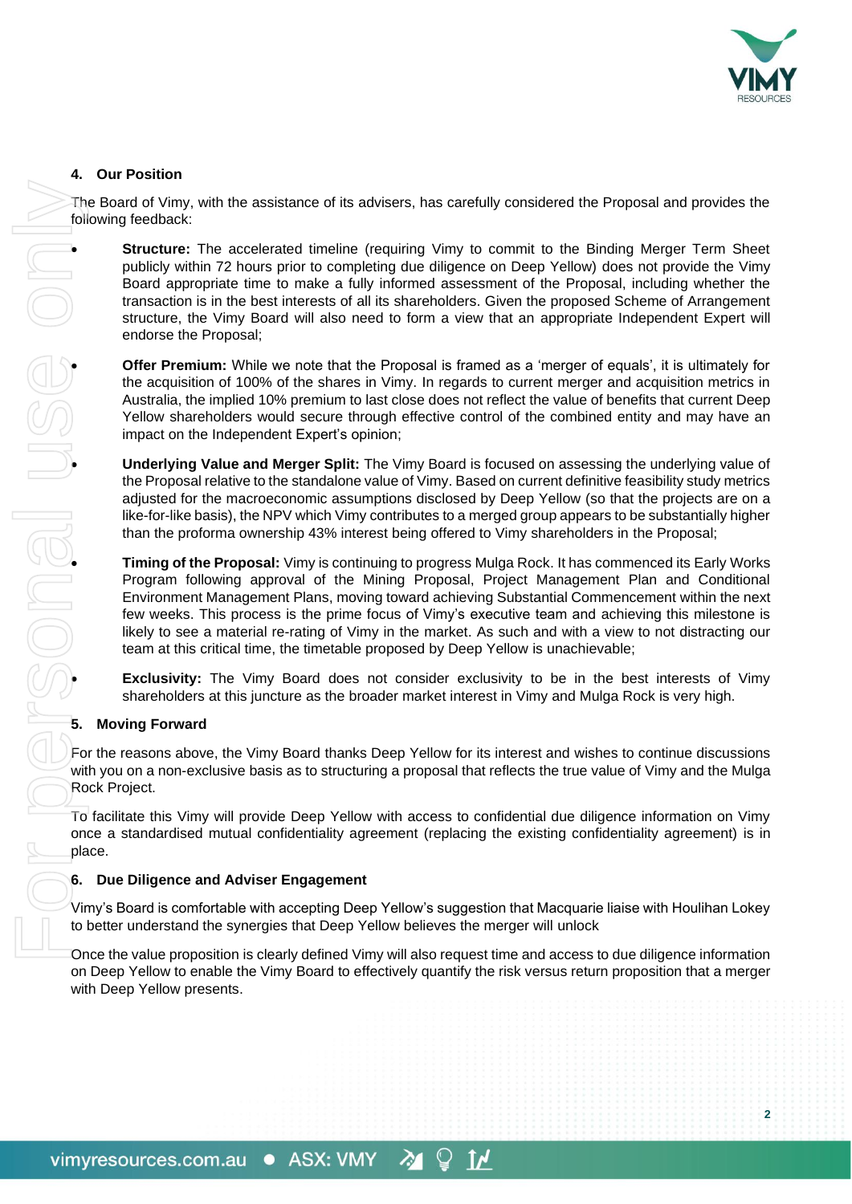## 4. Our Position

The Board of Vimy, with the assistance of its advisers, has carefully considered the Proposal and provides the following feedback:

- **Structure:** The accelerated timeline (requiring Vimy to commit to the Binding Merger Term Sheet publicly within 72 hours prior to completing due diligence on Deep Yellow) does not provide the Vimy Board appropriate time to make a fully informed assessment of the Proposal, including whether the transaction is in the best interests of all its shareholders. Given the proposed Scheme of Arrangement structure, the Vimy Board will also need to form a view that an appropriate Independent Expert will endorse the Proposal;
- **Offer Premium:** While we note that the Proposal is framed as a 'merger of equals', it is ultimately for the acquisition of 100% of the shares in Vimy. In regards to current merger and acquisition metrics in Australia, the implied 10% premium to last close does not reflect the value of benefits that current Deep Yellow shareholders would secure through effective control of the combined entity and may have an impact on the Independent Expert's opinion;
- **Underlying Value and Merger Split:** The Vimy Board is focused on assessing the underlying value of the Proposal relative to the standalone value of Vimy. Based on current definitive feasibility study metrics adjusted for the macroeconomic assumptions disclosed by Deep Yellow (so that the projects are on a like-for-like basis), the NPV which Vimy contributes to a merged group appears to be substantially higher than the proforma ownership 43% interest being offered to Vimy shareholders in the Proposal;
- **Timing of the Proposal:** Vimy is continuing to progress Mulga Rock. It has commenced its Early Works Program following approval of the Mining Proposal, Project Management Plan and Conditional Environment Management Plans, moving toward achieving Substantial Commencement within the next few weeks. This process is the prime focus of Vimy's executive team and achieving this milestone is likely to see a material re-rating of Vimy in the market. As such and with a view to not distracting our team at this critical time, the timetable proposed by Deep Yellow is unachievable;
- **Exclusivity:** The Vimy Board does not consider exclusivity to be in the best interests of Vimy shareholders at this juncture as the broader market interest in Vimy and Mulga Rock is very high.

## 5. Moving Forward

For the reasons above, the Vimy Board thanks Deep Yellow for its interest and wishes to continue discussions with you on a non-exclusive basis as to structuring a proposal that reflects the true value of Vimy and the Mulga Rock Project.

To facilitate this Vimy will provide Deep Yellow with access to confidential due diligence information on Vimy once a standardised mutual confidentiality agreement (replacing the existing confidentiality agreement) is in place.

## 6. Due Diligence and Adviser Engagement

Vimy's Board is comfortable with accepting Deep Yellow's suggestion that Macquarie liaise with Houlihan Lokey to better understand the synergies that Deep Yellow believes the merger will unlock

Once the value proposition is clearly defined Vimy will also request time and access to due diligence information on Deep Yellow to enable the Vimy Board to effectively quantify the risk versus return proposition that a merger with Deep Yellow presents.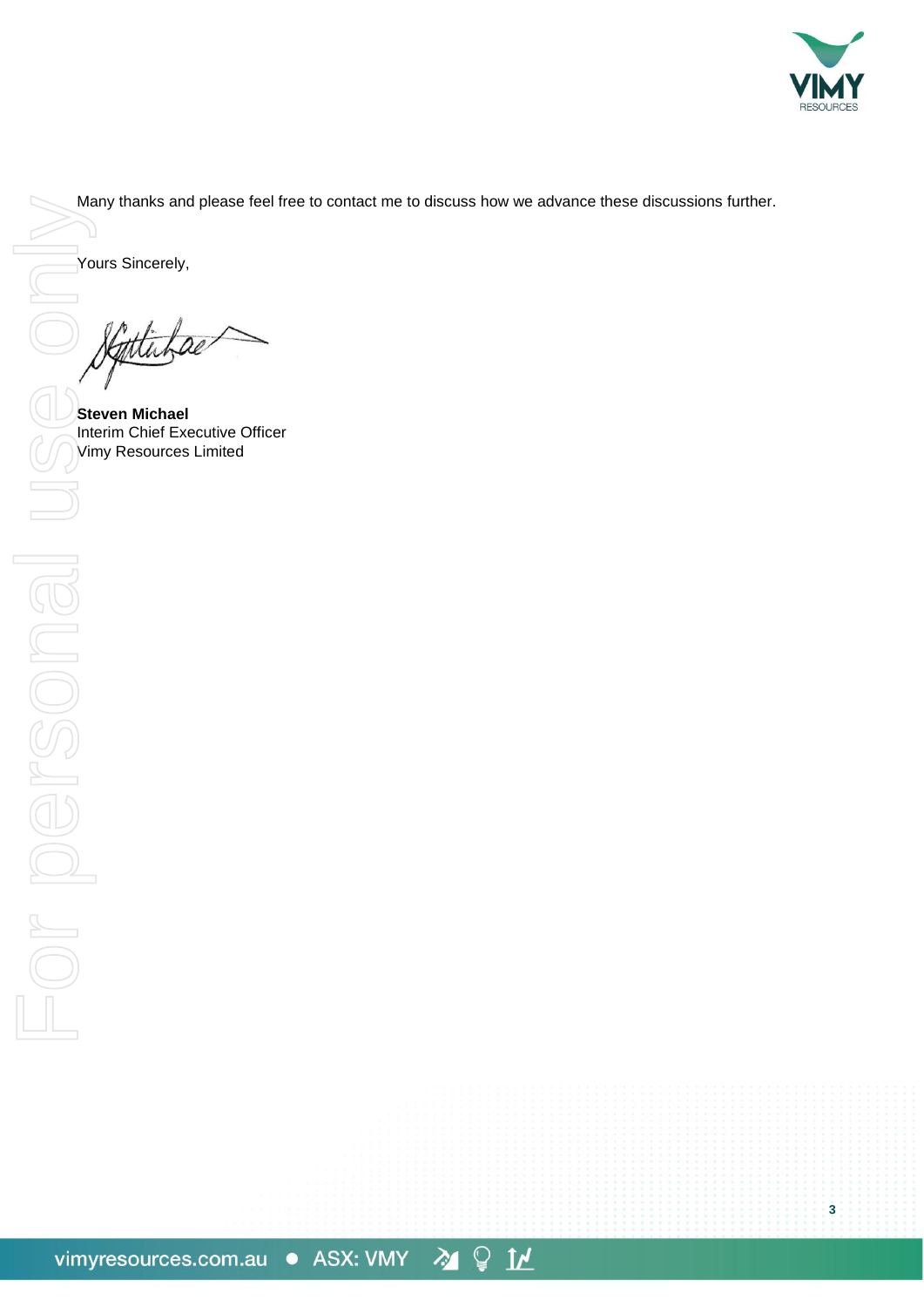Many thanks and please feel free to contact me to discuss how we advance these discussions further.

Yours Sincerely,

**Steven Michael**
Interim Chief Executive Officer
Vimy Resources Limited